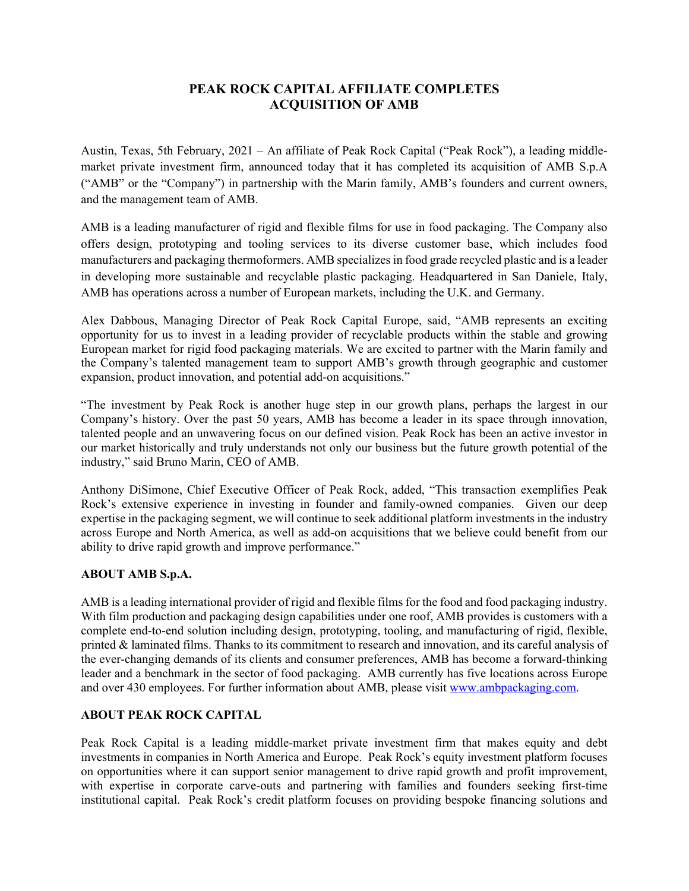# PEAK ROCK CAPITAL AFFILIATE COMPLETES ACQUISITION OF AMB

Austin, Texas, 5th February, 2021 – An affiliate of Peak Rock Capital ("Peak Rock"), a leading middle-market private investment firm, announced today that it has completed its acquisition of AMB S.p.A ("AMB" or the "Company") in partnership with the Marin family, AMB's founders and current owners, and the management team of AMB.

AMB is a leading manufacturer of rigid and flexible films for use in food packaging. The Company also offers design, prototyping and tooling services to its diverse customer base, which includes food manufacturers and packaging thermoformers. AMB specializes in food grade recycled plastic and is a leader in developing more sustainable and recyclable plastic packaging. Headquartered in San Daniele, Italy, AMB has operations across a number of European markets, including the U.K. and Germany.

Alex Dabbous, Managing Director of Peak Rock Capital Europe, said, "AMB represents an exciting opportunity for us to invest in a leading provider of recyclable products within the stable and growing European market for rigid food packaging materials. We are excited to partner with the Marin family and the Company's talented management team to support AMB's growth through geographic and customer expansion, product innovation, and potential add-on acquisitions."

"The investment by Peak Rock is another huge step in our growth plans, perhaps the largest in our Company's history. Over the past 50 years, AMB has become a leader in its space through innovation, talented people and an unwavering focus on our defined vision. Peak Rock has been an active investor in our market historically and truly understands not only our business but the future growth potential of the industry," said Bruno Marin, CEO of AMB.

Anthony DiSimone, Chief Executive Officer of Peak Rock, added, "This transaction exemplifies Peak Rock's extensive experience in investing in founder and family-owned companies. Given our deep expertise in the packaging segment, we will continue to seek additional platform investments in the industry across Europe and North America, as well as add-on acquisitions that we believe could benefit from our ability to drive rapid growth and improve performance."

## ABOUT AMB S.p.A.

AMB is a leading international provider of rigid and flexible films for the food and food packaging industry. With film production and packaging design capabilities under one roof, AMB provides is customers with a complete end-to-end solution including design, prototyping, tooling, and manufacturing of rigid, flexible, printed & laminated films. Thanks to its commitment to research and innovation, and its careful analysis of the ever-changing demands of its clients and consumer preferences, AMB has become a forward-thinking leader and a benchmark in the sector of food packaging. AMB currently has five locations across Europe and over 430 employees. For further information about AMB, please visit [www.ambpackaging.com](www.ambpackaging.com).

## ABOUT PEAK ROCK CAPITAL

Peak Rock Capital is a leading middle-market private investment firm that makes equity and debt investments in companies in North America and Europe. Peak Rock's equity investment platform focuses on opportunities where it can support senior management to drive rapid growth and profit improvement, with expertise in corporate carve-outs and partnering with families and founders seeking first-time institutional capital. Peak Rock's credit platform focuses on providing bespoke financing solutions and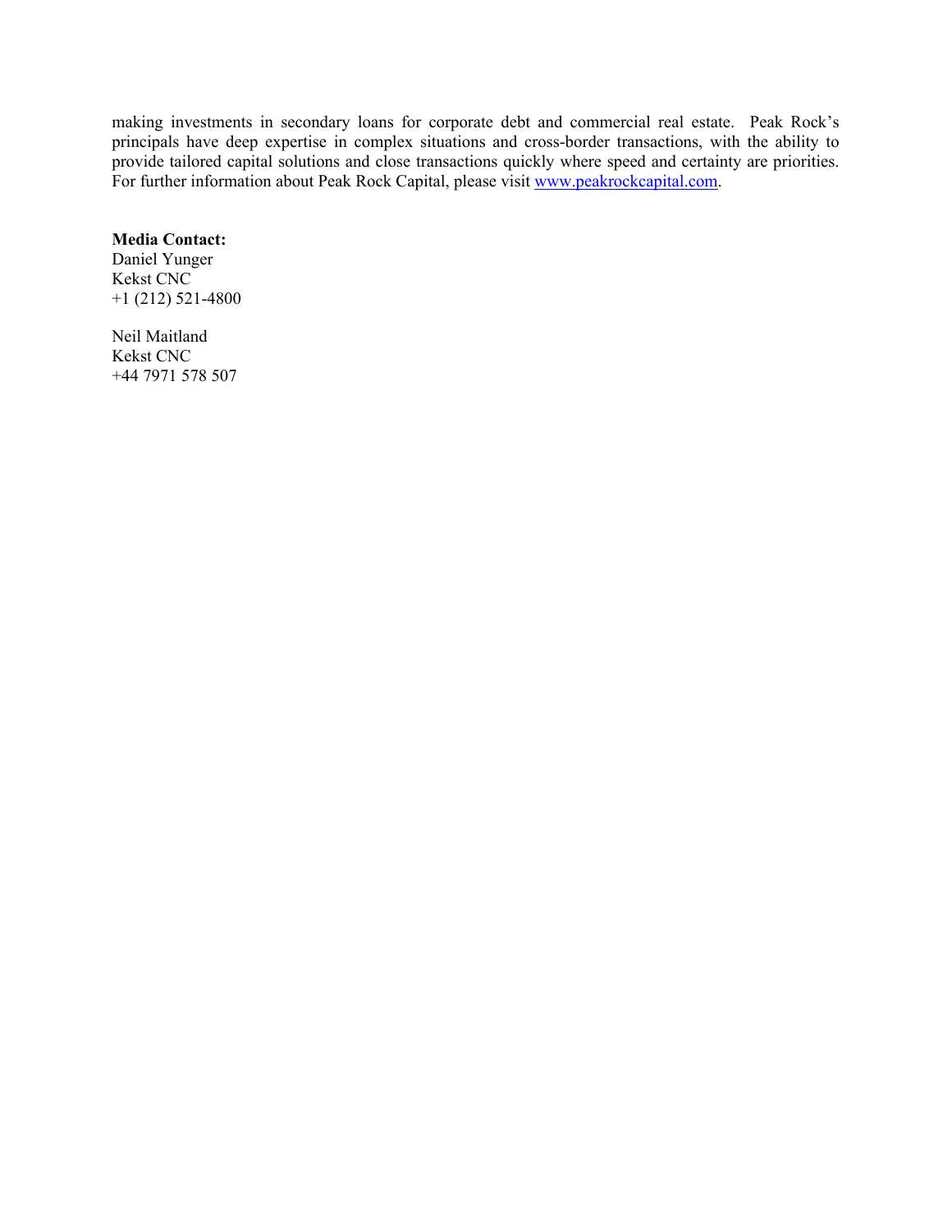making investments in secondary loans for corporate debt and commercial real estate. Peak Rock's principals have deep expertise in complex situations and cross-border transactions, with the ability to provide tailored capital solutions and close transactions quickly where speed and certainty are priorities. For further information about Peak Rock Capital, please visit [www.peakrockcapital.com](http://www.peakrockcapital.com).

**Media Contact:**
Daniel Yunger
Kekst CNC
+1 (212) 521-4800

Neil Maitland
Kekst CNC
+44 7971 578 507